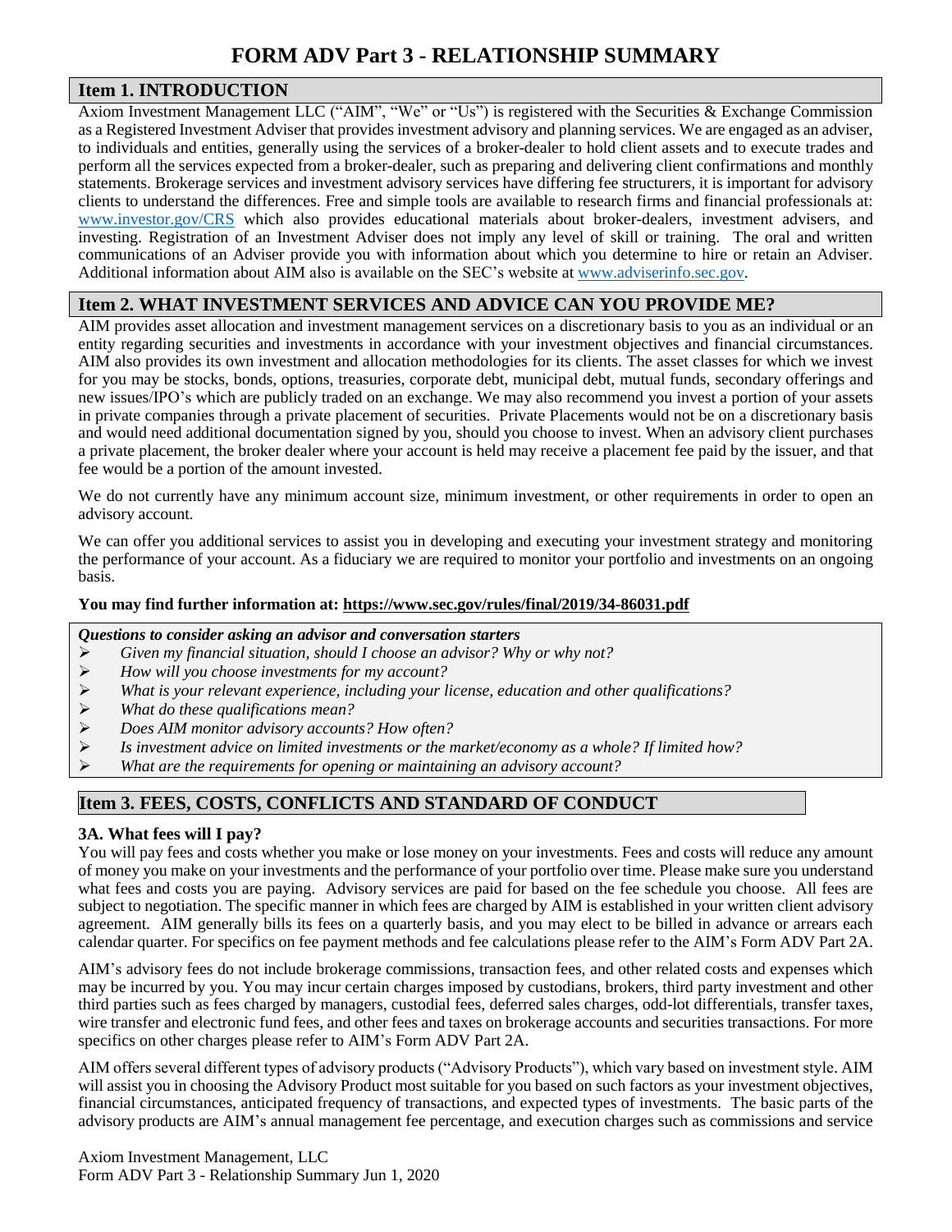# FORM ADV Part 3 - RELATIONSHIP SUMMARY

## Item 1. INTRODUCTION

Axiom Investment Management LLC ("AIM", "We" or "Us") is registered with the Securities & Exchange Commission as a Registered Investment Adviser that provides investment advisory and planning services. We are engaged as an adviser, to individuals and entities, generally using the services of a broker-dealer to hold client assets and to execute trades and perform all the services expected from a broker-dealer, such as preparing and delivering client confirmations and monthly statements. Brokerage services and investment advisory services have differing fee structurers, it is important for advisory clients to understand the differences. Free and simple tools are available to research firms and financial professionals at: www.investor.gov/CRS which also provides educational materials about broker-dealers, investment advisers, and investing. Registration of an Investment Adviser does not imply any level of skill or training. The oral and written communications of an Adviser provide you with information about which you determine to hire or retain an Adviser. Additional information about AIM also is available on the SEC's website at www.adviserinfo.sec.gov.

## Item 2. WHAT INVESTMENT SERVICES AND ADVICE CAN YOU PROVIDE ME?

AIM provides asset allocation and investment management services on a discretionary basis to you as an individual or an entity regarding securities and investments in accordance with your investment objectives and financial circumstances. AIM also provides its own investment and allocation methodologies for its clients. The asset classes for which we invest for you may be stocks, bonds, options, treasuries, corporate debt, municipal debt, mutual funds, secondary offerings and new issues/IPO's which are publicly traded on an exchange. We may also recommend you invest a portion of your assets in private companies through a private placement of securities. Private Placements would not be on a discretionary basis and would need additional documentation signed by you, should you choose to invest. When an advisory client purchases a private placement, the broker dealer where your account is held may receive a placement fee paid by the issuer, and that fee would be a portion of the amount invested.

We do not currently have any minimum account size, minimum investment, or other requirements in order to open an advisory account.

We can offer you additional services to assist you in developing and executing your investment strategy and monitoring the performance of your account. As a fiduciary we are required to monitor your portfolio and investments on an ongoing basis.

**You may find further information at: https://www.sec.gov/rules/final/2019/34-86031.pdf**

***Questions to consider asking an advisor and conversation starters***

- *Given my financial situation, should I choose an advisor? Why or why not?*
- *How will you choose investments for my account?*
- *What is your relevant experience, including your license, education and other qualifications?*
- *What do these qualifications mean?*
- *Does AIM monitor advisory accounts? How often?*
- *Is investment advice on limited investments or the market/economy as a whole? If limited how?*
- *What are the requirements for opening or maintaining an advisory account?*

## Item 3. FEES, COSTS, CONFLICTS AND STANDARD OF CONDUCT

### 3A. What fees will I pay?

You will pay fees and costs whether you make or lose money on your investments. Fees and costs will reduce any amount of money you make on your investments and the performance of your portfolio over time. Please make sure you understand what fees and costs you are paying. Advisory services are paid for based on the fee schedule you choose. All fees are subject to negotiation. The specific manner in which fees are charged by AIM is established in your written client advisory agreement. AIM generally bills its fees on a quarterly basis, and you may elect to be billed in advance or arrears each calendar quarter. For specifics on fee payment methods and fee calculations please refer to the AIM's Form ADV Part 2A.

AIM's advisory fees do not include brokerage commissions, transaction fees, and other related costs and expenses which may be incurred by you. You may incur certain charges imposed by custodians, brokers, third party investment and other third parties such as fees charged by managers, custodial fees, deferred sales charges, odd-lot differentials, transfer taxes, wire transfer and electronic fund fees, and other fees and taxes on brokerage accounts and securities transactions. For more specifics on other charges please refer to AIM's Form ADV Part 2A.

AIM offers several different types of advisory products ("Advisory Products"), which vary based on investment style. AIM will assist you in choosing the Advisory Product most suitable for you based on such factors as your investment objectives, financial circumstances, anticipated frequency of transactions, and expected types of investments. The basic parts of the advisory products are AIM's annual management fee percentage, and execution charges such as commissions and service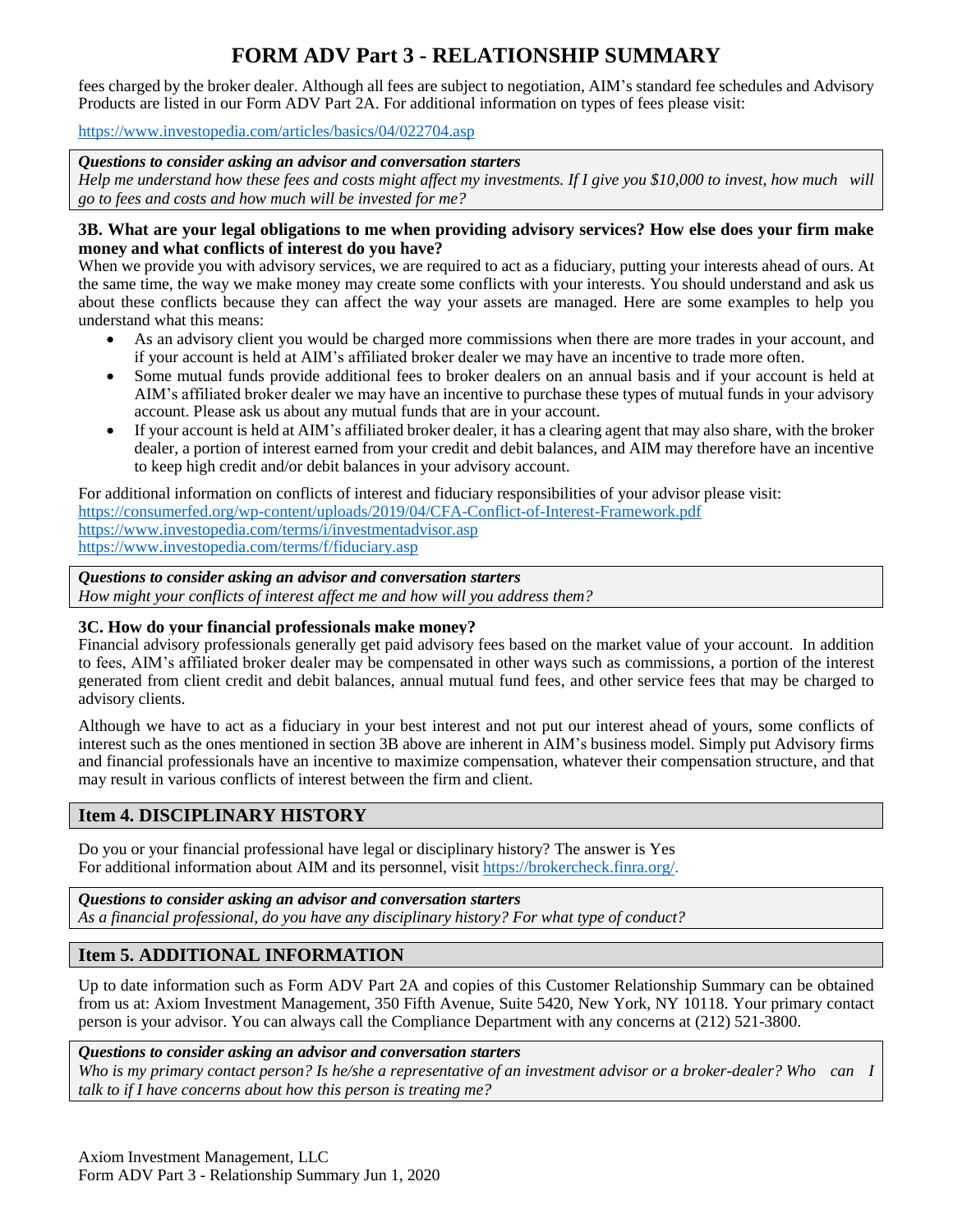fees charged by the broker dealer. Although all fees are subject to negotiation, AIM's standard fee schedules and Advisory Products are listed in our Form ADV Part 2A. For additional information on types of fees please visit:

https://www.investopedia.com/articles/basics/04/022704.asp

***Questions to consider asking an advisor and conversation starters***
*Help me understand how these fees and costs might affect my investments. If I give you $10,000 to invest, how much will go to fees and costs and how much will be invested for me?*

### 3B. What are your legal obligations to me when providing advisory services? How else does your firm make money and what conflicts of interest do you have?

When we provide you with advisory services, we are required to act as a fiduciary, putting your interests ahead of ours. At the same time, the way we make money may create some conflicts with your interests. You should understand and ask us about these conflicts because they can affect the way your assets are managed. Here are some examples to help you understand what this means:

- As an advisory client you would be charged more commissions when there are more trades in your account, and if your account is held at AIM's affiliated broker dealer we may have an incentive to trade more often.
- Some mutual funds provide additional fees to broker dealers on an annual basis and if your account is held at AIM's affiliated broker dealer we may have an incentive to purchase these types of mutual funds in your advisory account. Please ask us about any mutual funds that are in your account.
- If your account is held at AIM's affiliated broker dealer, it has a clearing agent that may also share, with the broker dealer, a portion of interest earned from your credit and debit balances, and AIM may therefore have an incentive to keep high credit and/or debit balances in your advisory account.

For additional information on conflicts of interest and fiduciary responsibilities of your advisor please visit:
https://consumerfed.org/wp-content/uploads/2019/04/CFA-Conflict-of-Interest-Framework.pdf
https://www.investopedia.com/terms/i/investmentadvisor.asp
https://www.investopedia.com/terms/f/fiduciary.asp

***Questions to consider asking an advisor and conversation starters***
*How might your conflicts of interest affect me and how will you address them?*

### 3C. How do your financial professionals make money?

Financial advisory professionals generally get paid advisory fees based on the market value of your account. In addition to fees, AIM's affiliated broker dealer may be compensated in other ways such as commissions, a portion of the interest generated from client credit and debit balances, annual mutual fund fees, and other service fees that may be charged to advisory clients.

Although we have to act as a fiduciary in your best interest and not put our interest ahead of yours, some conflicts of interest such as the ones mentioned in section 3B above are inherent in AIM's business model. Simply put Advisory firms and financial professionals have an incentive to maximize compensation, whatever their compensation structure, and that may result in various conflicts of interest between the firm and client.

## Item 4. DISCIPLINARY HISTORY

Do you or your financial professional have legal or disciplinary history? The answer is Yes
For additional information about AIM and its personnel, visit https://brokercheck.finra.org/.

***Questions to consider asking an advisor and conversation starters***
*As a financial professional, do you have any disciplinary history? For what type of conduct?*

## Item 5. ADDITIONAL INFORMATION

Up to date information such as Form ADV Part 2A and copies of this Customer Relationship Summary can be obtained from us at: Axiom Investment Management, 350 Fifth Avenue, Suite 5420, New York, NY 10118. Your primary contact person is your advisor. You can always call the Compliance Department with any concerns at (212) 521-3800.

***Questions to consider asking an advisor and conversation starters***
*Who is my primary contact person? Is he/she a representative of an investment advisor or a broker-dealer? Who can I talk to if I have concerns about how this person is treating me?*